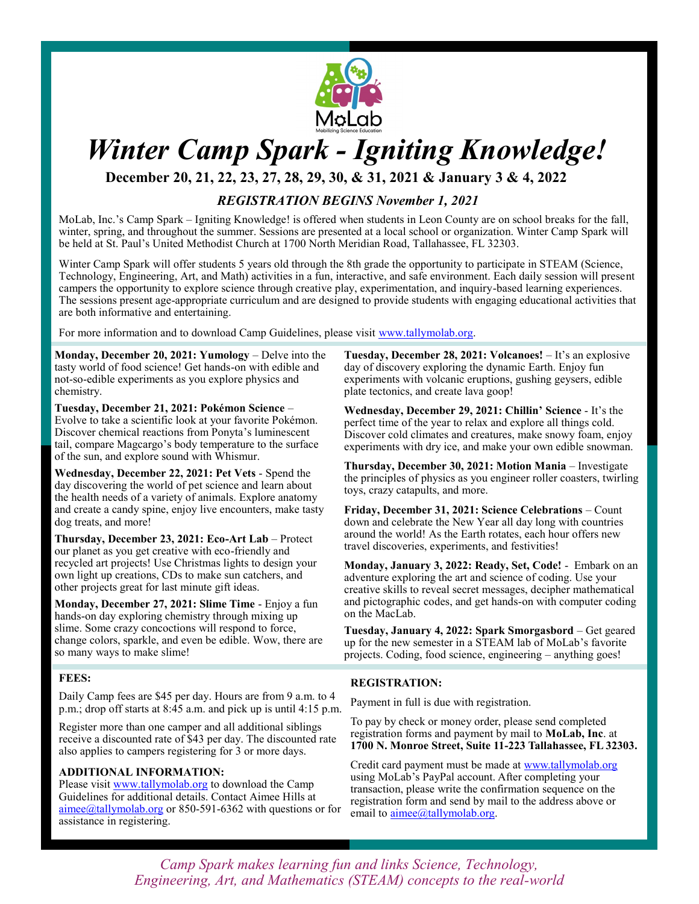MoLab

Mobilizing Science Education

# *Winter Camp Spark - Igniting Knowledge!*

**December 20, 21, 22, 23, 27, 28, 29, 30, & 31, 2021 & January 3 & 4, 2022**

***REGISTRATION BEGINS November 1, 2021***

MoLab, Inc.'s Camp Spark – Igniting Knowledge! is offered when students in Leon County are on school breaks for the fall, winter, spring, and throughout the summer. Sessions are presented at a local school or organization. Winter Camp Spark will be held at St. Paul's United Methodist Church at 1700 North Meridian Road, Tallahassee, FL 32303.

Winter Camp Spark will offer students 5 years old through the 8th grade the opportunity to participate in STEAM (Science, Technology, Engineering, Art, and Math) activities in a fun, interactive, and safe environment. Each daily session will present campers the opportunity to explore science through creative play, experimentation, and inquiry-based learning experiences. The sessions present age-appropriate curriculum and are designed to provide students with engaging educational activities that are both informative and entertaining.

For more information and to download Camp Guidelines, please visit www.tallymolab.org.

**Monday, December 20, 2021: Yumology** – Delve into the tasty world of food science! Get hands-on with edible and not-so-edible experiments as you explore physics and chemistry.

**Tuesday, December 21, 2021: Pokémon Science** – Evolve to take a scientific look at your favorite Pokémon. Discover chemical reactions from Ponyta's luminescent tail, compare Magcargo's body temperature to the surface of the sun, and explore sound with Whismur.

**Wednesday, December 22, 2021: Pet Vets** - Spend the day discovering the world of pet science and learn about the health needs of a variety of animals. Explore anatomy and create a candy spine, enjoy live encounters, make tasty dog treats, and more!

**Thursday, December 23, 2021: Eco-Art Lab** – Protect our planet as you get creative with eco-friendly and recycled art projects! Use Christmas lights to design your own light up creations, CDs to make sun catchers, and other projects great for last minute gift ideas.

**Monday, December 27, 2021: Slime Time** - Enjoy a fun hands-on day exploring chemistry through mixing up slime. Some crazy concoctions will respond to force, change colors, sparkle, and even be edible. Wow, there are so many ways to make slime!

**Tuesday, December 28, 2021: Volcanoes!** – It's an explosive day of discovery exploring the dynamic Earth. Enjoy fun experiments with volcanic eruptions, gushing geysers, edible plate tectonics, and create lava goop!

**Wednesday, December 29, 2021: Chillin' Science** - It's the perfect time of the year to relax and explore all things cold. Discover cold climates and creatures, make snowy foam, enjoy experiments with dry ice, and make your own edible snowman.

**Thursday, December 30, 2021: Motion Mania** – Investigate the principles of physics as you engineer roller coasters, twirling toys, crazy catapults, and more.

**Friday, December 31, 2021: Science Celebrations** – Count down and celebrate the New Year all day long with countries around the world! As the Earth rotates, each hour offers new travel discoveries, experiments, and festivities!

**Monday, January 3, 2022: Ready, Set, Code!** - Embark on an adventure exploring the art and science of coding. Use your creative skills to reveal secret messages, decipher mathematical and pictographic codes, and get hands-on with computer coding on the MacLab.

**Tuesday, January 4, 2022: Spark Smorgasbord** – Get geared up for the new semester in a STEAM lab of MoLab's favorite projects. Coding, food science, engineering – anything goes!

**FEES:**

Daily Camp fees are $45 per day. Hours are from 9 a.m. to 4 p.m.; drop off starts at 8:45 a.m. and pick up is until 4:15 p.m.

Register more than one camper and all additional siblings receive a discounted rate of $43 per day. The discounted rate also applies to campers registering for 3 or more days.

**ADDITIONAL INFORMATION:**

Please visit www.tallymolab.org to download the Camp Guidelines for additional details. Contact Aimee Hills at aimee@tallymolab.org or 850-591-6362 with questions or for assistance in registering.

**REGISTRATION:**

Payment in full is due with registration.

To pay by check or money order, please send completed registration forms and payment by mail to **MoLab, Inc**. at **1700 N. Monroe Street, Suite 11-223 Tallahassee, FL 32303.**

Credit card payment must be made at www.tallymolab.org using MoLab's PayPal account. After completing your transaction, please write the confirmation sequence on the registration form and send by mail to the address above or email to aimee@tallymolab.org.

*Camp Spark makes learning fun and links Science, Technology, Engineering, Art, and Mathematics (STEAM) concepts to the real-world*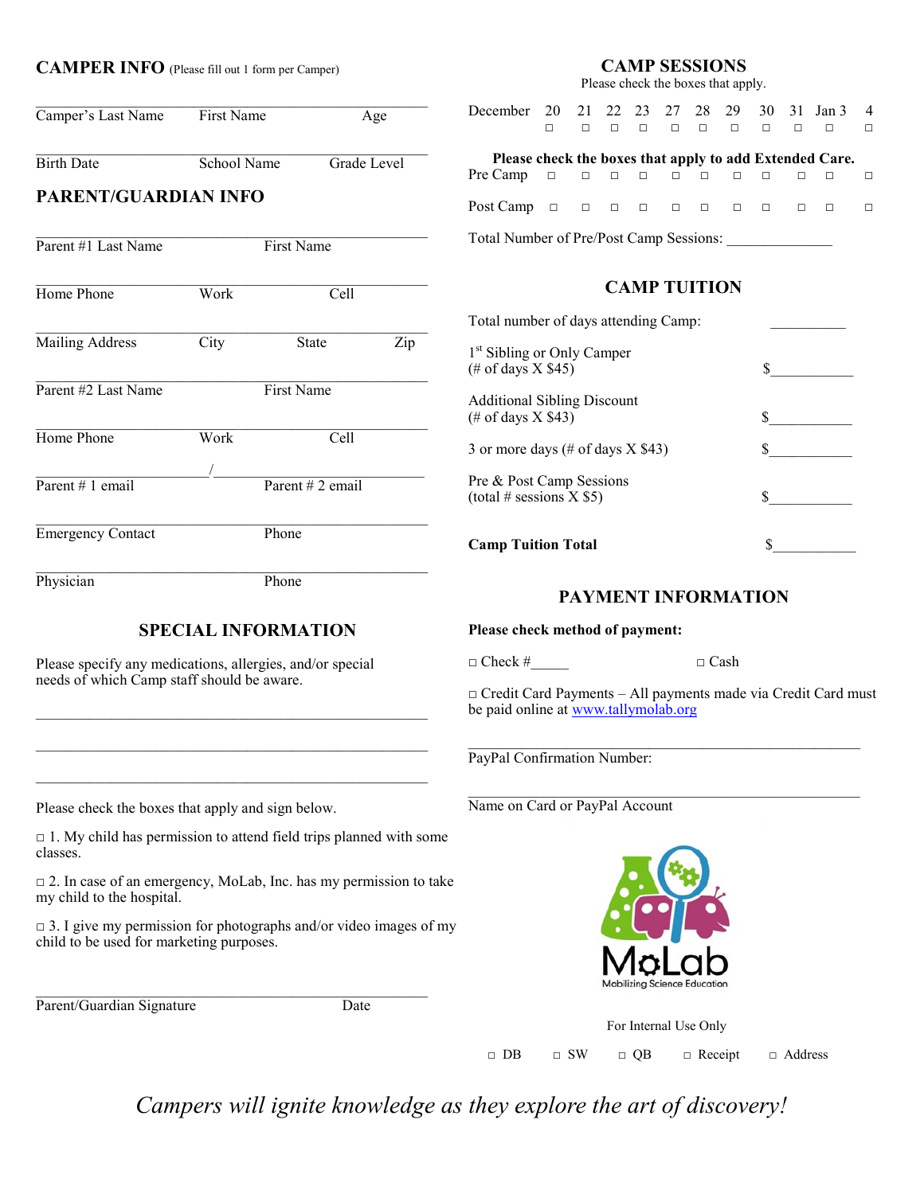## CAMPER INFO (Please fill out 1 form per Camper)

Camper's Last Name　First Name　Age

Birth Date　School Name　Grade Level

## PARENT/GUARDIAN INFO

Parent #1 Last Name　First Name

Home Phone　Work　Cell

Mailing Address　City　State　Zip

Parent #2 Last Name　First Name

Home Phone　Work　Cell

Parent # 1 email / Parent # 2 email

Emergency Contact　Phone

Physician　Phone

## SPECIAL INFORMATION

Please specify any medications, allergies, and/or special needs of which Camp staff should be aware.

\_\_\_\_\_\_\_\_\_\_\_\_\_\_\_\_\_\_\_\_\_\_\_\_\_\_\_\_\_\_\_\_\_\_\_\_\_\_\_\_\_\_\_\_

\_\_\_\_\_\_\_\_\_\_\_\_\_\_\_\_\_\_\_\_\_\_\_\_\_\_\_\_\_\_\_\_\_\_\_\_\_\_\_\_\_\_\_\_

\_\_\_\_\_\_\_\_\_\_\_\_\_\_\_\_\_\_\_\_\_\_\_\_\_\_\_\_\_\_\_\_\_\_\_\_\_\_\_\_\_\_\_\_

Please check the boxes that apply and sign below.

□ 1. My child has permission to attend field trips planned with some classes.

□ 2. In case of an emergency, MoLab, Inc. has my permission to take my child to the hospital.

□ 3. I give my permission for photographs and/or video images of my child to be used for marketing purposes.

Parent/Guardian Signature　Date

## CAMP SESSIONS

Please check the boxes that apply.

| December | 20 | 21 | 22 | 23 | 27 | 28 | 29 | 30 | 31 | Jan 3 | 4 |
|---|---|---|---|---|---|---|---|---|---|---|---|
| | □ | □ | □ | □ | □ | □ | □ | □ | □ | □ | □ |

**Please check the boxes that apply to add Extended Care.**

| | | | | | | | | | | | |
|---|---|---|---|---|---|---|---|---|---|---|---|
| Pre Camp | □ | □ | □ | □ | □ | □ | □ | □ | □ | □ | □ |
| Post Camp | □ | □ | □ | □ | □ | □ | □ | □ | □ | □ | □ |

Total Number of Pre/Post Camp Sessions: \_\_\_\_\_\_\_\_\_\_\_\_\_\_

## CAMP TUITION

Total number of days attending Camp: \_\_\_\_\_\_\_\_\_\_

1st Sibling or Only Camper (# of days X $45)　$\_\_\_\_\_\_\_\_\_\_\_

Additional Sibling Discount (# of days X $43)　$\_\_\_\_\_\_\_\_\_\_\_

3 or more days (# of days X $43)　$\_\_\_\_\_\_\_\_\_\_\_

Pre & Post Camp Sessions (total # sessions X $5)　$\_\_\_\_\_\_\_\_\_\_\_

**Camp Tuition Total**　$\_\_\_\_\_\_\_\_\_\_\_

## PAYMENT INFORMATION

**Please check method of payment:**

□ Check #\_\_\_\_\_　□ Cash

□ Credit Card Payments – All payments made via Credit Card must be paid online at www.tallymolab.org

PayPal Confirmation Number:

Name on Card or PayPal Account

MoLab
Mobilizing Science Education

For Internal Use Only

□ DB　□ SW　□ QB　□ Receipt　□ Address

*Campers will ignite knowledge as they explore the art of discovery!*